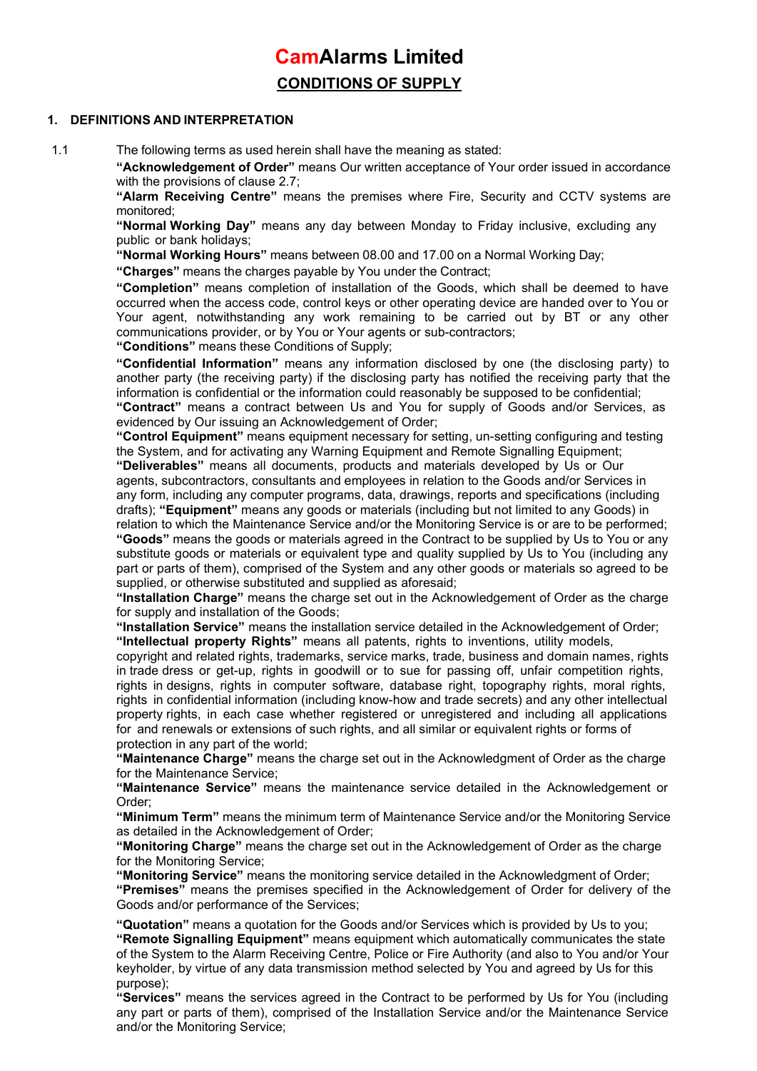# CamAlarms Limited

## CONDITIONS OF SUPPLY

### 1. DEFINITIONS AND INTERPRETATION

1.1 The following terms as used herein shall have the meaning as stated:

**"Acknowledgement of Order"** means Our written acceptance of Your order issued in accordance with the provisions of clause 2.7;

**"Alarm Receiving Centre"** means the premises where Fire, Security and CCTV systems are monitored;

**"Normal Working Day"** means any day between Monday to Friday inclusive, excluding any public or bank holidays;

**"Normal Working Hours"** means between 08.00 and 17.00 on a Normal Working Day;

**"Charges"** means the charges payable by You under the Contract;

**"Completion"** means completion of installation of the Goods, which shall be deemed to have occurred when the access code, control keys or other operating device are handed over to You or Your agent, notwithstanding any work remaining to be carried out by BT or any other communications provider, or by You or Your agents or sub-contractors;

**"Conditions"** means these Conditions of Supply;

**"Confidential Information"** means any information disclosed by one (the disclosing party) to another party (the receiving party) if the disclosing party has notified the receiving party that the information is confidential or the information could reasonably be supposed to be confidential;

**"Contract"** means a contract between Us and You for supply of Goods and/or Services, as evidenced by Our issuing an Acknowledgement of Order;

**"Control Equipment"** means equipment necessary for setting, un-setting configuring and testing the System, and for activating any Warning Equipment and Remote Signalling Equipment;

**"Deliverables"** means all documents, products and materials developed by Us or Our agents, subcontractors, consultants and employees in relation to the Goods and/or Services in any form, including any computer programs, data, drawings, reports and specifications (including drafts);

**"Equipment"** means any goods or materials (including but not limited to any Goods) in relation to which the Maintenance Service and/or the Monitoring Service is or are to be performed;

**"Goods"** means the goods or materials agreed in the Contract to be supplied by Us to You or any substitute goods or materials or equivalent type and quality supplied by Us to You (including any part or parts of them), comprised of the System and any other goods or materials so agreed to be supplied, or otherwise substituted and supplied as aforesaid;

**"Installation Charge"** means the charge set out in the Acknowledgement of Order as the charge for supply and installation of the Goods;

**"Installation Service"** means the installation service detailed in the Acknowledgement of Order;

**"Intellectual property Rights"** means all patents, rights to inventions, utility models, copyright and related rights, trademarks, service marks, trade, business and domain names, rights in trade dress or get-up, rights in goodwill or to sue for passing off, unfair competition rights, rights in designs, rights in computer software, database right, topography rights, moral rights, rights in confidential information (including know-how and trade secrets) and any other intellectual property rights, in each case whether registered or unregistered and including all applications for and renewals or extensions of such rights, and all similar or equivalent rights or forms of protection in any part of the world;

**"Maintenance Charge"** means the charge set out in the Acknowledgment of Order as the charge for the Maintenance Service;

**"Maintenance Service"** means the maintenance service detailed in the Acknowledgement or Order;

**"Minimum Term"** means the minimum term of Maintenance Service and/or the Monitoring Service as detailed in the Acknowledgement of Order;

**"Monitoring Charge"** means the charge set out in the Acknowledgement of Order as the charge for the Monitoring Service;

**"Monitoring Service"** means the monitoring service detailed in the Acknowledgment of Order;

**"Premises"** means the premises specified in the Acknowledgement of Order for delivery of the Goods and/or performance of the Services;

**"Quotation"** means a quotation for the Goods and/or Services which is provided by Us to you;

**"Remote Signalling Equipment"** means equipment which automatically communicates the state of the System to the Alarm Receiving Centre, Police or Fire Authority (and also to You and/or Your keyholder, by virtue of any data transmission method selected by You and agreed by Us for this purpose);

**"Services"** means the services agreed in the Contract to be performed by Us for You (including any part or parts of them), comprised of the Installation Service and/or the Maintenance Service and/or the Monitoring Service;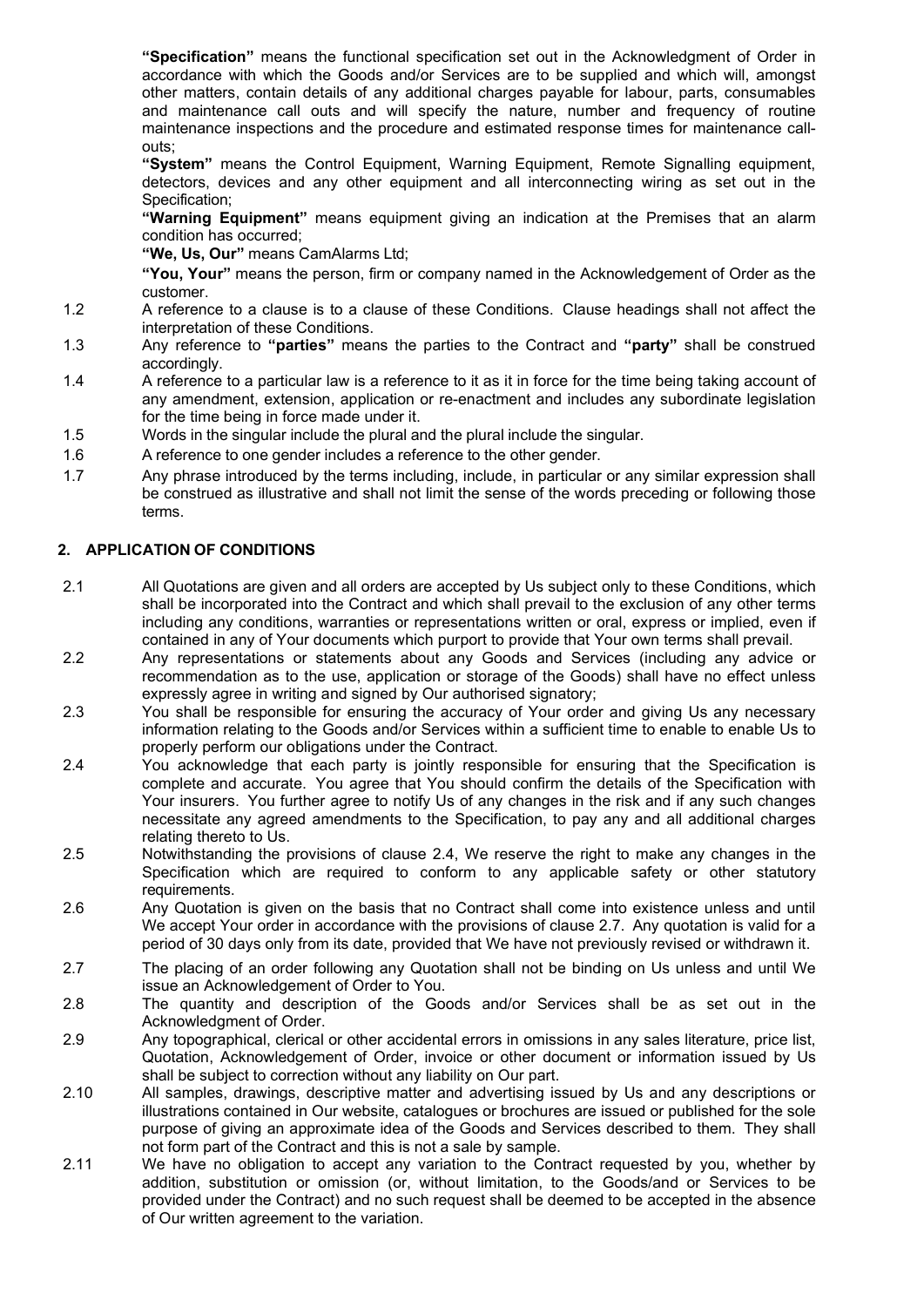**"Specification"** means the functional specification set out in the Acknowledgment of Order in accordance with which the Goods and/or Services are to be supplied and which will, amongst other matters, contain details of any additional charges payable for labour, parts, consumables and maintenance call outs and will specify the nature, number and frequency of routine maintenance inspections and the procedure and estimated response times for maintenance call-outs;

**"System"** means the Control Equipment, Warning Equipment, Remote Signalling equipment, detectors, devices and any other equipment and all interconnecting wiring as set out in the Specification;

**"Warning Equipment"** means equipment giving an indication at the Premises that an alarm condition has occurred;

**"We, Us, Our"** means CamAlarms Ltd;

**"You, Your"** means the person, firm or company named in the Acknowledgement of Order as the customer.

1.2 A reference to a clause is to a clause of these Conditions. Clause headings shall not affect the interpretation of these Conditions.

1.3 Any reference to **"parties"** means the parties to the Contract and **"party"** shall be construed accordingly.

1.4 A reference to a particular law is a reference to it as it in force for the time being taking account of any amendment, extension, application or re-enactment and includes any subordinate legislation for the time being in force made under it.

1.5 Words in the singular include the plural and the plural include the singular.

1.6 A reference to one gender includes a reference to the other gender.

1.7 Any phrase introduced by the terms including, include, in particular or any similar expression shall be construed as illustrative and shall not limit the sense of the words preceding or following those terms.

## 2. APPLICATION OF CONDITIONS

2.1 All Quotations are given and all orders are accepted by Us subject only to these Conditions, which shall be incorporated into the Contract and which shall prevail to the exclusion of any other terms including any conditions, warranties or representations written or oral, express or implied, even if contained in any of Your documents which purport to provide that Your own terms shall prevail.

2.2 Any representations or statements about any Goods and Services (including any advice or recommendation as to the use, application or storage of the Goods) shall have no effect unless expressly agree in writing and signed by Our authorised signatory;

2.3 You shall be responsible for ensuring the accuracy of Your order and giving Us any necessary information relating to the Goods and/or Services within a sufficient time to enable to enable Us to properly perform our obligations under the Contract.

2.4 You acknowledge that each party is jointly responsible for ensuring that the Specification is complete and accurate. You agree that You should confirm the details of the Specification with Your insurers. You further agree to notify Us of any changes in the risk and if any such changes necessitate any agreed amendments to the Specification, to pay any and all additional charges relating thereto to Us.

2.5 Notwithstanding the provisions of clause 2.4, We reserve the right to make any changes in the Specification which are required to conform to any applicable safety or other statutory requirements.

2.6 Any Quotation is given on the basis that no Contract shall come into existence unless and until We accept Your order in accordance with the provisions of clause 2.7. Any quotation is valid for a period of 30 days only from its date, provided that We have not previously revised or withdrawn it.

2.7 The placing of an order following any Quotation shall not be binding on Us unless and until We issue an Acknowledgement of Order to You.

2.8 The quantity and description of the Goods and/or Services shall be as set out in the Acknowledgment of Order.

2.9 Any topographical, clerical or other accidental errors in omissions in any sales literature, price list, Quotation, Acknowledgement of Order, invoice or other document or information issued by Us shall be subject to correction without any liability on Our part.

2.10 All samples, drawings, descriptive matter and advertising issued by Us and any descriptions or illustrations contained in Our website, catalogues or brochures are issued or published for the sole purpose of giving an approximate idea of the Goods and Services described to them. They shall not form part of the Contract and this is not a sale by sample.

2.11 We have no obligation to accept any variation to the Contract requested by you, whether by addition, substitution or omission (or, without limitation, to the Goods/and or Services to be provided under the Contract) and no such request shall be deemed to be accepted in the absence of Our written agreement to the variation.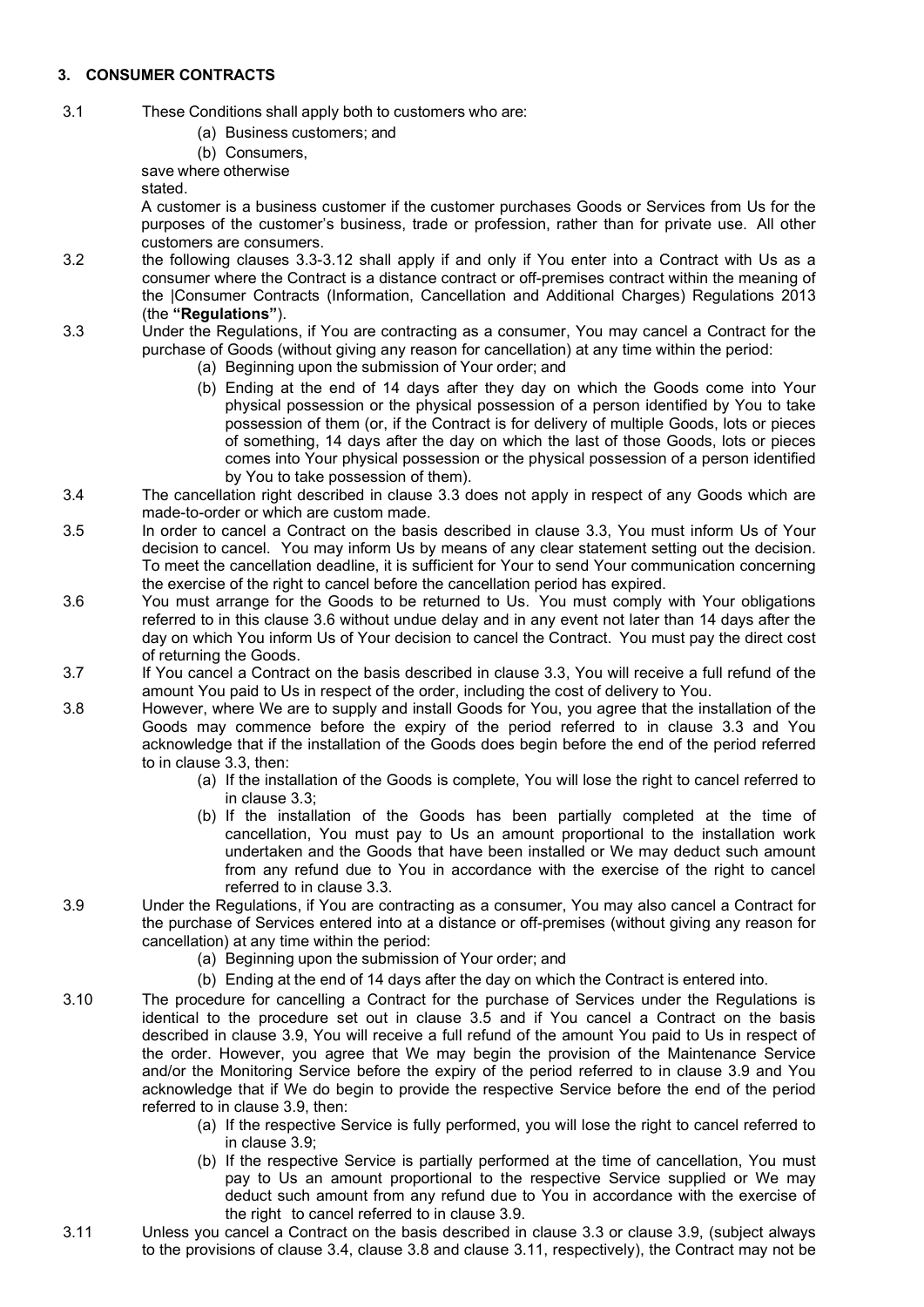## 3. CONSUMER CONTRACTS

3.1 These Conditions shall apply both to customers who are:

(a) Business customers; and

(b) Consumers,

save where otherwise stated.

A customer is a business customer if the customer purchases Goods or Services from Us for the purposes of the customer's business, trade or profession, rather than for private use. All other customers are consumers.

3.2 the following clauses 3.3-3.12 shall apply if and only if You enter into a Contract with Us as a consumer where the Contract is a distance contract or off-premises contract within the meaning of the |Consumer Contracts (Information, Cancellation and Additional Charges) Regulations 2013 (the **"Regulations"**).

3.3 Under the Regulations, if You are contracting as a consumer, You may cancel a Contract for the purchase of Goods (without giving any reason for cancellation) at any time within the period:

(a) Beginning upon the submission of Your order; and

(b) Ending at the end of 14 days after they day on which the Goods come into Your physical possession or the physical possession of a person identified by You to take possession of them (or, if the Contract is for delivery of multiple Goods, lots or pieces of something, 14 days after the day on which the last of those Goods, lots or pieces comes into Your physical possession or the physical possession of a person identified by You to take possession of them).

3.4 The cancellation right described in clause 3.3 does not apply in respect of any Goods which are made-to-order or which are custom made.

3.5 In order to cancel a Contract on the basis described in clause 3.3, You must inform Us of Your decision to cancel. You may inform Us by means of any clear statement setting out the decision. To meet the cancellation deadline, it is sufficient for Your to send Your communication concerning the exercise of the right to cancel before the cancellation period has expired.

3.6 You must arrange for the Goods to be returned to Us. You must comply with Your obligations referred to in this clause 3.6 without undue delay and in any event not later than 14 days after the day on which You inform Us of Your decision to cancel the Contract. You must pay the direct cost of returning the Goods.

3.7 If You cancel a Contract on the basis described in clause 3.3, You will receive a full refund of the amount You paid to Us in respect of the order, including the cost of delivery to You.

3.8 However, where We are to supply and install Goods for You, you agree that the installation of the Goods may commence before the expiry of the period referred to in clause 3.3 and You acknowledge that if the installation of the Goods does begin before the end of the period referred to in clause 3.3, then:

(a) If the installation of the Goods is complete, You will lose the right to cancel referred to in clause 3.3;

(b) If the installation of the Goods has been partially completed at the time of cancellation, You must pay to Us an amount proportional to the installation work undertaken and the Goods that have been installed or We may deduct such amount from any refund due to You in accordance with the exercise of the right to cancel referred to in clause 3.3.

3.9 Under the Regulations, if You are contracting as a consumer, You may also cancel a Contract for the purchase of Services entered into at a distance or off-premises (without giving any reason for cancellation) at any time within the period:

(a) Beginning upon the submission of Your order; and

(b) Ending at the end of 14 days after the day on which the Contract is entered into.

3.10 The procedure for cancelling a Contract for the purchase of Services under the Regulations is identical to the procedure set out in clause 3.5 and if You cancel a Contract on the basis described in clause 3.9, You will receive a full refund of the amount You paid to Us in respect of the order. However, you agree that We may begin the provision of the Maintenance Service and/or the Monitoring Service before the expiry of the period referred to in clause 3.9 and You acknowledge that if We do begin to provide the respective Service before the end of the period referred to in clause 3.9, then:

(a) If the respective Service is fully performed, you will lose the right to cancel referred to in clause 3.9;

(b) If the respective Service is partially performed at the time of cancellation, You must pay to Us an amount proportional to the respective Service supplied or We may deduct such amount from any refund due to You in accordance with the exercise of the right to cancel referred to in clause 3.9.

3.11 Unless you cancel a Contract on the basis described in clause 3.3 or clause 3.9, (subject always to the provisions of clause 3.4, clause 3.8 and clause 3.11, respectively), the Contract may not be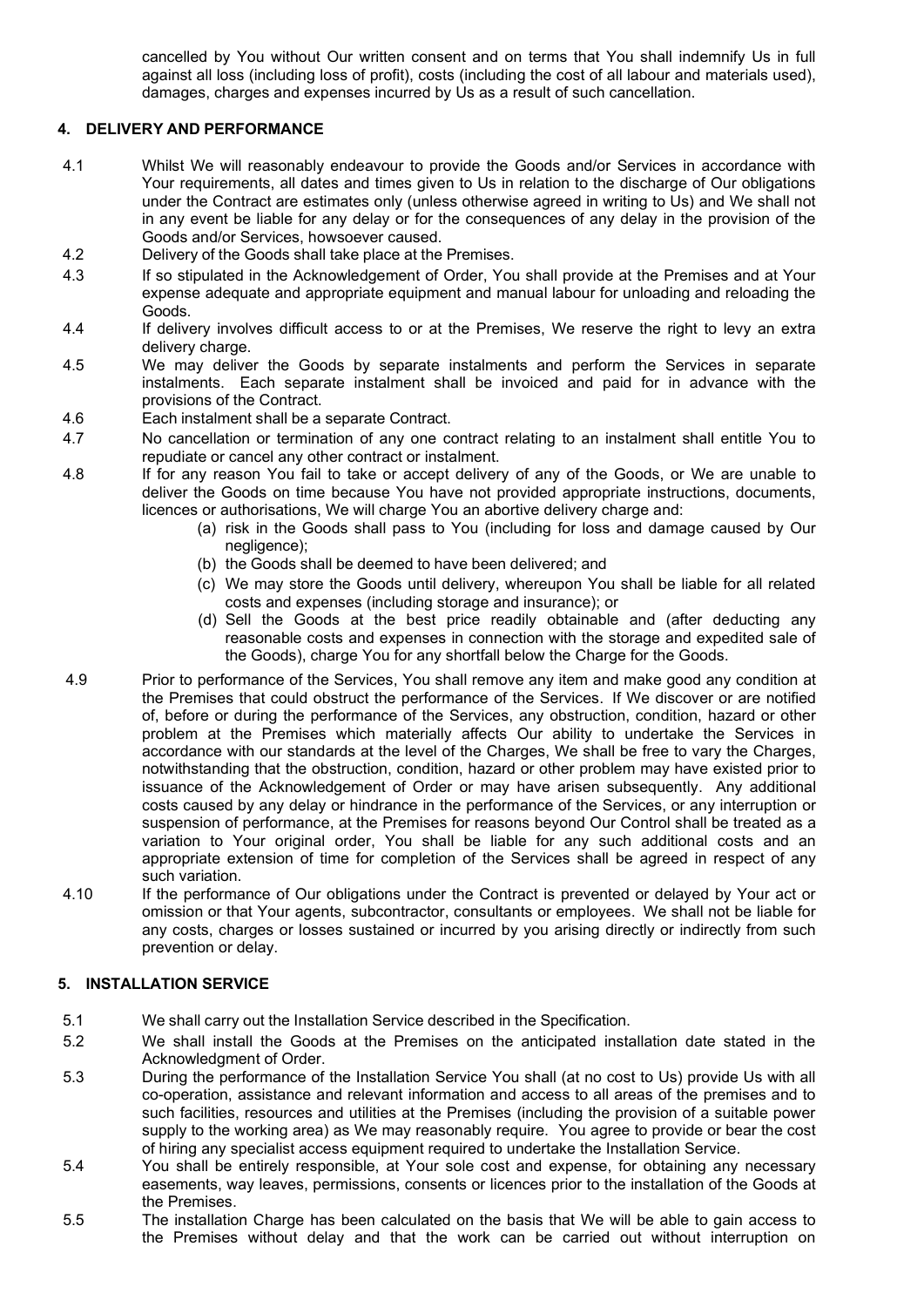cancelled by You without Our written consent and on terms that You shall indemnify Us in full against all loss (including loss of profit), costs (including the cost of all labour and materials used), damages, charges and expenses incurred by Us as a result of such cancellation.

## 4. DELIVERY AND PERFORMANCE

4.1 Whilst We will reasonably endeavour to provide the Goods and/or Services in accordance with Your requirements, all dates and times given to Us in relation to the discharge of Our obligations under the Contract are estimates only (unless otherwise agreed in writing to Us) and We shall not in any event be liable for any delay or for the consequences of any delay in the provision of the Goods and/or Services, howsoever caused.

4.2 Delivery of the Goods shall take place at the Premises.

4.3 If so stipulated in the Acknowledgement of Order, You shall provide at the Premises and at Your expense adequate and appropriate equipment and manual labour for unloading and reloading the Goods.

4.4 If delivery involves difficult access to or at the Premises, We reserve the right to levy an extra delivery charge.

4.5 We may deliver the Goods by separate instalments and perform the Services in separate instalments. Each separate instalment shall be invoiced and paid for in advance with the provisions of the Contract.

4.6 Each instalment shall be a separate Contract.

4.7 No cancellation or termination of any one contract relating to an instalment shall entitle You to repudiate or cancel any other contract or instalment.

4.8 If for any reason You fail to take or accept delivery of any of the Goods, or We are unable to deliver the Goods on time because You have not provided appropriate instructions, documents, licences or authorisations, We will charge You an abortive delivery charge and:

(a) risk in the Goods shall pass to You (including for loss and damage caused by Our negligence);
(b) the Goods shall be deemed to have been delivered; and
(c) We may store the Goods until delivery, whereupon You shall be liable for all related costs and expenses (including storage and insurance); or
(d) Sell the Goods at the best price readily obtainable and (after deducting any reasonable costs and expenses in connection with the storage and expedited sale of the Goods), charge You for any shortfall below the Charge for the Goods.

4.9 Prior to performance of the Services, You shall remove any item and make good any condition at the Premises that could obstruct the performance of the Services. If We discover or are notified of, before or during the performance of the Services, any obstruction, condition, hazard or other problem at the Premises which materially affects Our ability to undertake the Services in accordance with our standards at the level of the Charges, We shall be free to vary the Charges, notwithstanding that the obstruction, condition, hazard or other problem may have existed prior to issuance of the Acknowledgement of Order or may have arisen subsequently. Any additional costs caused by any delay or hindrance in the performance of the Services, or any interruption or suspension of performance, at the Premises for reasons beyond Our Control shall be treated as a variation to Your original order, You shall be liable for any such additional costs and an appropriate extension of time for completion of the Services shall be agreed in respect of any such variation.

4.10 If the performance of Our obligations under the Contract is prevented or delayed by Your act or omission or that Your agents, subcontractor, consultants or employees. We shall not be liable for any costs, charges or losses sustained or incurred by you arising directly or indirectly from such prevention or delay.

## 5. INSTALLATION SERVICE

5.1 We shall carry out the Installation Service described in the Specification.

5.2 We shall install the Goods at the Premises on the anticipated installation date stated in the Acknowledgment of Order.

5.3 During the performance of the Installation Service You shall (at no cost to Us) provide Us with all co-operation, assistance and relevant information and access to all areas of the premises and to such facilities, resources and utilities at the Premises (including the provision of a suitable power supply to the working area) as We may reasonably require. You agree to provide or bear the cost of hiring any specialist access equipment required to undertake the Installation Service.

5.4 You shall be entirely responsible, at Your sole cost and expense, for obtaining any necessary easements, way leaves, permissions, consents or licences prior to the installation of the Goods at the Premises.

5.5 The installation Charge has been calculated on the basis that We will be able to gain access to the Premises without delay and that the work can be carried out without interruption on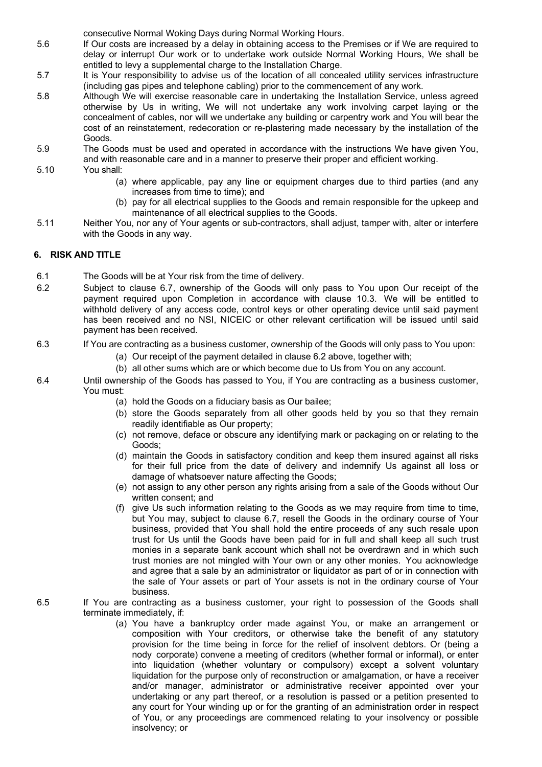consecutive Normal Woking Days during Normal Working Hours.

5.6 If Our costs are increased by a delay in obtaining access to the Premises or if We are required to delay or interrupt Our work or to undertake work outside Normal Working Hours, We shall be entitled to levy a supplemental charge to the Installation Charge.

5.7 It is Your responsibility to advise us of the location of all concealed utility services infrastructure (including gas pipes and telephone cabling) prior to the commencement of any work.

5.8 Although We will exercise reasonable care in undertaking the Installation Service, unless agreed otherwise by Us in writing, We will not undertake any work involving carpet laying or the concealment of cables, nor will we undertake any building or carpentry work and You will bear the cost of an reinstatement, redecoration or re-plastering made necessary by the installation of the Goods.

5.9 The Goods must be used and operated in accordance with the instructions We have given You, and with reasonable care and in a manner to preserve their proper and efficient working.

5.10 You shall:

(a) where applicable, pay any line or equipment charges due to third parties (and any increases from time to time); and

(b) pay for all electrical supplies to the Goods and remain responsible for the upkeep and maintenance of all electrical supplies to the Goods.

5.11 Neither You, nor any of Your agents or sub-contractors, shall adjust, tamper with, alter or interfere with the Goods in any way.

## 6. RISK AND TITLE

6.1 The Goods will be at Your risk from the time of delivery.

6.2 Subject to clause 6.7, ownership of the Goods will only pass to You upon Our receipt of the payment required upon Completion in accordance with clause 10.3. We will be entitled to withhold delivery of any access code, control keys or other operating device until said payment has been received and no NSI, NICEIC or other relevant certification will be issued until said payment has been received.

6.3 If You are contracting as a business customer, ownership of the Goods will only pass to You upon:

(a) Our receipt of the payment detailed in clause 6.2 above, together with;

(b) all other sums which are or which become due to Us from You on any account.

6.4 Until ownership of the Goods has passed to You, if You are contracting as a business customer, You must:

(a) hold the Goods on a fiduciary basis as Our bailee;

(b) store the Goods separately from all other goods held by you so that they remain readily identifiable as Our property;

(c) not remove, deface or obscure any identifying mark or packaging on or relating to the Goods;

(d) maintain the Goods in satisfactory condition and keep them insured against all risks for their full price from the date of delivery and indemnify Us against all loss or damage of whatsoever nature affecting the Goods;

(e) not assign to any other person any rights arising from a sale of the Goods without Our written consent; and

(f) give Us such information relating to the Goods as we may require from time to time, but You may, subject to clause 6.7, resell the Goods in the ordinary course of Your business, provided that You shall hold the entire proceeds of any such resale upon trust for Us until the Goods have been paid for in full and shall keep all such trust monies in a separate bank account which shall not be overdrawn and in which such trust monies are not mingled with Your own or any other monies. You acknowledge and agree that a sale by an administrator or liquidator as part of or in connection with the sale of Your assets or part of Your assets is not in the ordinary course of Your business.

6.5 If You are contracting as a business customer, your right to possession of the Goods shall terminate immediately, if:

(a) You have a bankruptcy order made against You, or make an arrangement or composition with Your creditors, or otherwise take the benefit of any statutory provision for the time being in force for the relief of insolvent debtors. Or (being a nody corporate) convene a meeting of creditors (whether formal or informal), or enter into liquidation (whether voluntary or compulsory) except a solvent voluntary liquidation for the purpose only of reconstruction or amalgamation, or have a receiver and/or manager, administrator or administrative receiver appointed over your undertaking or any part thereof, or a resolution is passed or a petition presented to any court for Your winding up or for the granting of an administration order in respect of You, or any proceedings are commenced relating to your insolvency or possible insolvency; or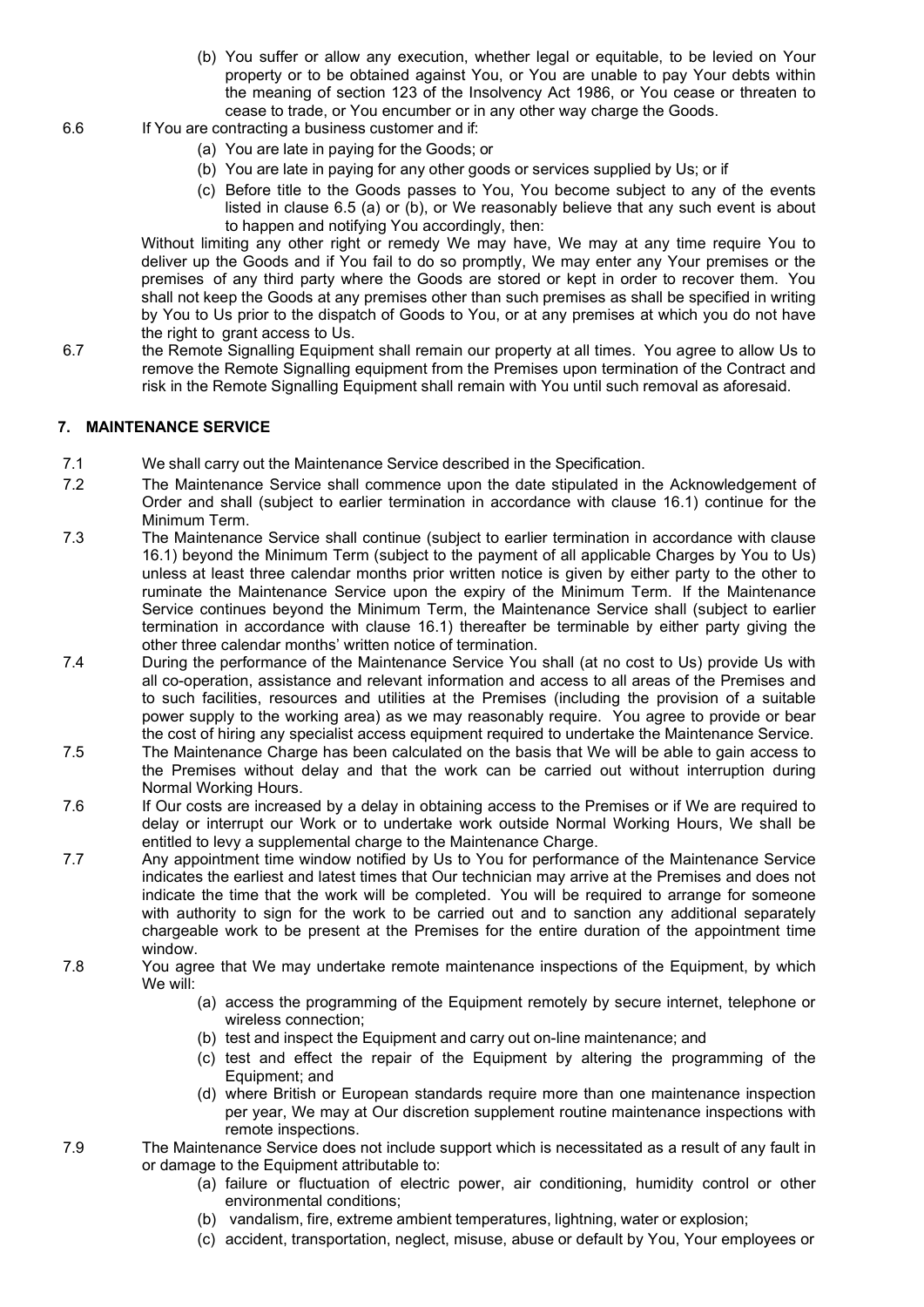(b) You suffer or allow any execution, whether legal or equitable, to be levied on Your property or to be obtained against You, or You are unable to pay Your debts within the meaning of section 123 of the Insolvency Act 1986, or You cease or threaten to cease to trade, or You encumber or in any other way charge the Goods.

6.6 If You are contracting a business customer and if:

(a) You are late in paying for the Goods; or

(b) You are late in paying for any other goods or services supplied by Us; or if

(c) Before title to the Goods passes to You, You become subject to any of the events listed in clause 6.5 (a) or (b), or We reasonably believe that any such event is about to happen and notifying You accordingly, then:

Without limiting any other right or remedy We may have, We may at any time require You to deliver up the Goods and if You fail to do so promptly, We may enter any Your premises or the premises of any third party where the Goods are stored or kept in order to recover them. You shall not keep the Goods at any premises other than such premises as shall be specified in writing by You to Us prior to the dispatch of Goods to You, or at any premises at which you do not have the right to grant access to Us.

6.7 the Remote Signalling Equipment shall remain our property at all times. You agree to allow Us to remove the Remote Signalling equipment from the Premises upon termination of the Contract and risk in the Remote Signalling Equipment shall remain with You until such removal as aforesaid.

## 7. MAINTENANCE SERVICE

7.1 We shall carry out the Maintenance Service described in the Specification.

7.2 The Maintenance Service shall commence upon the date stipulated in the Acknowledgement of Order and shall (subject to earlier termination in accordance with clause 16.1) continue for the Minimum Term.

7.3 The Maintenance Service shall continue (subject to earlier termination in accordance with clause 16.1) beyond the Minimum Term (subject to the payment of all applicable Charges by You to Us) unless at least three calendar months prior written notice is given by either party to the other to ruminate the Maintenance Service upon the expiry of the Minimum Term. If the Maintenance Service continues beyond the Minimum Term, the Maintenance Service shall (subject to earlier termination in accordance with clause 16.1) thereafter be terminable by either party giving the other three calendar months' written notice of termination.

7.4 During the performance of the Maintenance Service You shall (at no cost to Us) provide Us with all co-operation, assistance and relevant information and access to all areas of the Premises and to such facilities, resources and utilities at the Premises (including the provision of a suitable power supply to the working area) as we may reasonably require. You agree to provide or bear the cost of hiring any specialist access equipment required to undertake the Maintenance Service.

7.5 The Maintenance Charge has been calculated on the basis that We will be able to gain access to the Premises without delay and that the work can be carried out without interruption during Normal Working Hours.

7.6 If Our costs are increased by a delay in obtaining access to the Premises or if We are required to delay or interrupt our Work or to undertake work outside Normal Working Hours, We shall be entitled to levy a supplemental charge to the Maintenance Charge.

7.7 Any appointment time window notified by Us to You for performance of the Maintenance Service indicates the earliest and latest times that Our technician may arrive at the Premises and does not indicate the time that the work will be completed. You will be required to arrange for someone with authority to sign for the work to be carried out and to sanction any additional separately chargeable work to be present at the Premises for the entire duration of the appointment time window.

7.8 You agree that We may undertake remote maintenance inspections of the Equipment, by which We will:

(a) access the programming of the Equipment remotely by secure internet, telephone or wireless connection;

(b) test and inspect the Equipment and carry out on-line maintenance; and

(c) test and effect the repair of the Equipment by altering the programming of the Equipment; and

(d) where British or European standards require more than one maintenance inspection per year, We may at Our discretion supplement routine maintenance inspections with remote inspections.

7.9 The Maintenance Service does not include support which is necessitated as a result of any fault in or damage to the Equipment attributable to:

(a) failure or fluctuation of electric power, air conditioning, humidity control or other environmental conditions;

(b) vandalism, fire, extreme ambient temperatures, lightning, water or explosion;

(c) accident, transportation, neglect, misuse, abuse or default by You, Your employees or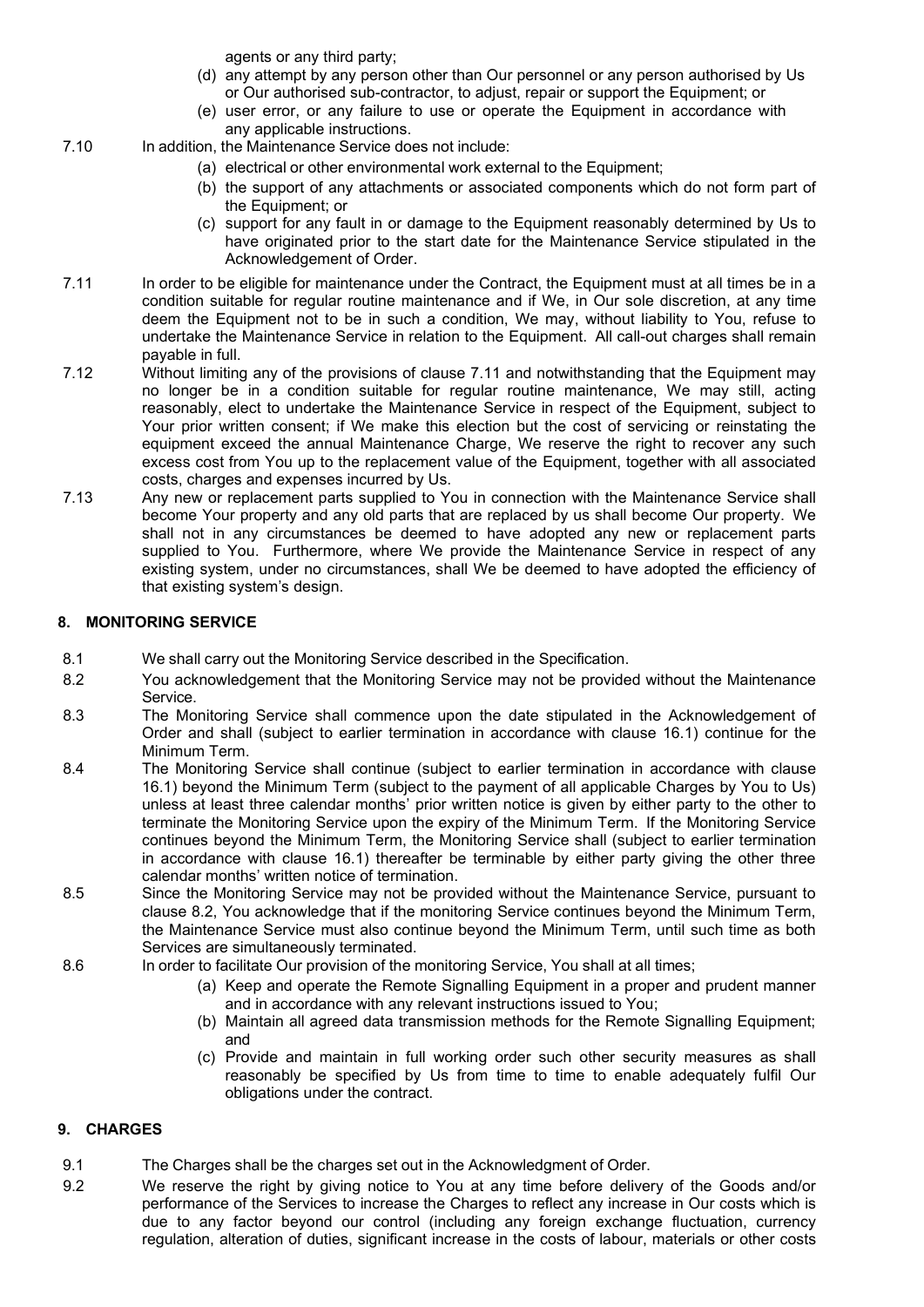agents or any third party;

(d) any attempt by any person other than Our personnel or any person authorised by Us or Our authorised sub-contractor, to adjust, repair or support the Equipment; or

(e) user error, or any failure to use or operate the Equipment in accordance with any applicable instructions.

7.10 In addition, the Maintenance Service does not include:

(a) electrical or other environmental work external to the Equipment;

(b) the support of any attachments or associated components which do not form part of the Equipment; or

(c) support for any fault in or damage to the Equipment reasonably determined by Us to have originated prior to the start date for the Maintenance Service stipulated in the Acknowledgement of Order.

7.11 In order to be eligible for maintenance under the Contract, the Equipment must at all times be in a condition suitable for regular routine maintenance and if We, in Our sole discretion, at any time deem the Equipment not to be in such a condition, We may, without liability to You, refuse to undertake the Maintenance Service in relation to the Equipment. All call-out charges shall remain payable in full.

7.12 Without limiting any of the provisions of clause 7.11 and notwithstanding that the Equipment may no longer be in a condition suitable for regular routine maintenance, We may still, acting reasonably, elect to undertake the Maintenance Service in respect of the Equipment, subject to Your prior written consent; if We make this election but the cost of servicing or reinstating the equipment exceed the annual Maintenance Charge, We reserve the right to recover any such excess cost from You up to the replacement value of the Equipment, together with all associated costs, charges and expenses incurred by Us.

7.13 Any new or replacement parts supplied to You in connection with the Maintenance Service shall become Your property and any old parts that are replaced by us shall become Our property. We shall not in any circumstances be deemed to have adopted any new or replacement parts supplied to You. Furthermore, where We provide the Maintenance Service in respect of any existing system, under no circumstances, shall We be deemed to have adopted the efficiency of that existing system's design.

## 8. MONITORING SERVICE

8.1 We shall carry out the Monitoring Service described in the Specification.

8.2 You acknowledgement that the Monitoring Service may not be provided without the Maintenance Service.

8.3 The Monitoring Service shall commence upon the date stipulated in the Acknowledgement of Order and shall (subject to earlier termination in accordance with clause 16.1) continue for the Minimum Term.

8.4 The Monitoring Service shall continue (subject to earlier termination in accordance with clause 16.1) beyond the Minimum Term (subject to the payment of all applicable Charges by You to Us) unless at least three calendar months' prior written notice is given by either party to the other to terminate the Monitoring Service upon the expiry of the Minimum Term. If the Monitoring Service continues beyond the Minimum Term, the Monitoring Service shall (subject to earlier termination in accordance with clause 16.1) thereafter be terminable by either party giving the other three calendar months' written notice of termination.

8.5 Since the Monitoring Service may not be provided without the Maintenance Service, pursuant to clause 8.2, You acknowledge that if the monitoring Service continues beyond the Minimum Term, the Maintenance Service must also continue beyond the Minimum Term, until such time as both Services are simultaneously terminated.

8.6 In order to facilitate Our provision of the monitoring Service, You shall at all times;

(a) Keep and operate the Remote Signalling Equipment in a proper and prudent manner and in accordance with any relevant instructions issued to You;

(b) Maintain all agreed data transmission methods for the Remote Signalling Equipment; and

(c) Provide and maintain in full working order such other security measures as shall reasonably be specified by Us from time to time to enable adequately fulfil Our obligations under the contract.

## 9. CHARGES

9.1 The Charges shall be the charges set out in the Acknowledgment of Order.

9.2 We reserve the right by giving notice to You at any time before delivery of the Goods and/or performance of the Services to increase the Charges to reflect any increase in Our costs which is due to any factor beyond our control (including any foreign exchange fluctuation, currency regulation, alteration of duties, significant increase in the costs of labour, materials or other costs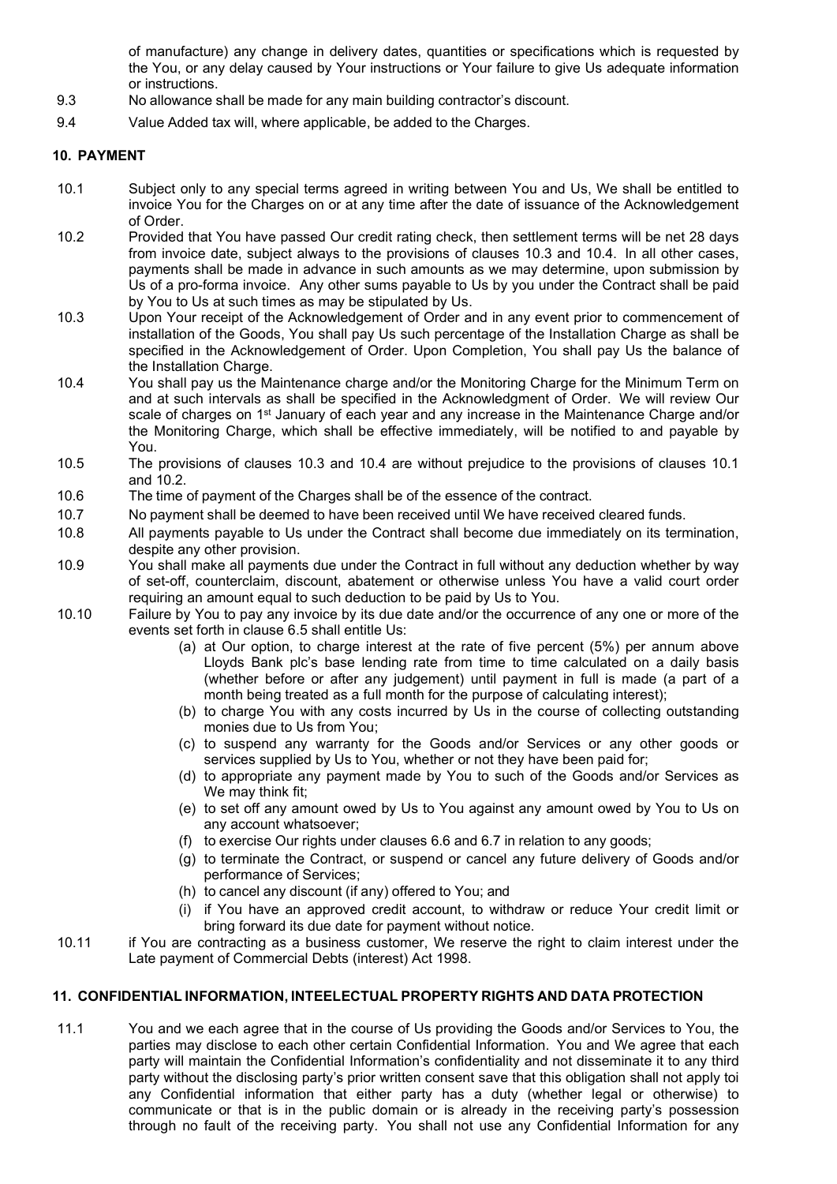of manufacture) any change in delivery dates, quantities or specifications which is requested by the You, or any delay caused by Your instructions or Your failure to give Us adequate information or instructions.

9.3 No allowance shall be made for any main building contractor's discount.

9.4 Value Added tax will, where applicable, be added to the Charges.

## 10. PAYMENT

10.1 Subject only to any special terms agreed in writing between You and Us, We shall be entitled to invoice You for the Charges on or at any time after the date of issuance of the Acknowledgement of Order.

10.2 Provided that You have passed Our credit rating check, then settlement terms will be net 28 days from invoice date, subject always to the provisions of clauses 10.3 and 10.4. In all other cases, payments shall be made in advance in such amounts as we may determine, upon submission by Us of a pro-forma invoice. Any other sums payable to Us by you under the Contract shall be paid by You to Us at such times as may be stipulated by Us.

10.3 Upon Your receipt of the Acknowledgement of Order and in any event prior to commencement of installation of the Goods, You shall pay Us such percentage of the Installation Charge as shall be specified in the Acknowledgement of Order. Upon Completion, You shall pay Us the balance of the Installation Charge.

10.4 You shall pay us the Maintenance charge and/or the Monitoring Charge for the Minimum Term on and at such intervals as shall be specified in the Acknowledgment of Order. We will review Our scale of charges on 1st January of each year and any increase in the Maintenance Charge and/or the Monitoring Charge, which shall be effective immediately, will be notified to and payable by You.

10.5 The provisions of clauses 10.3 and 10.4 are without prejudice to the provisions of clauses 10.1 and 10.2.

10.6 The time of payment of the Charges shall be of the essence of the contract.

10.7 No payment shall be deemed to have been received until We have received cleared funds.

10.8 All payments payable to Us under the Contract shall become due immediately on its termination, despite any other provision.

10.9 You shall make all payments due under the Contract in full without any deduction whether by way of set-off, counterclaim, discount, abatement or otherwise unless You have a valid court order requiring an amount equal to such deduction to be paid by Us to You.

10.10 Failure by You to pay any invoice by its due date and/or the occurrence of any one or more of the events set forth in clause 6.5 shall entitle Us:

(a) at Our option, to charge interest at the rate of five percent (5%) per annum above Lloyds Bank plc's base lending rate from time to time calculated on a daily basis (whether before or after any judgement) until payment in full is made (a part of a month being treated as a full month for the purpose of calculating interest);

(b) to charge You with any costs incurred by Us in the course of collecting outstanding monies due to Us from You;

(c) to suspend any warranty for the Goods and/or Services or any other goods or services supplied by Us to You, whether or not they have been paid for;

(d) to appropriate any payment made by You to such of the Goods and/or Services as We may think fit;

(e) to set off any amount owed by Us to You against any amount owed by You to Us on any account whatsoever;

(f) to exercise Our rights under clauses 6.6 and 6.7 in relation to any goods;

(g) to terminate the Contract, or suspend or cancel any future delivery of Goods and/or performance of Services;

(h) to cancel any discount (if any) offered to You; and

(i) if You have an approved credit account, to withdraw or reduce Your credit limit or bring forward its due date for payment without notice.

10.11 if You are contracting as a business customer, We reserve the right to claim interest under the Late payment of Commercial Debts (interest) Act 1998.

## 11. CONFIDENTIAL INFORMATION, INTEELECTUAL PROPERTY RIGHTS AND DATA PROTECTION

11.1 You and we each agree that in the course of Us providing the Goods and/or Services to You, the parties may disclose to each other certain Confidential Information. You and We agree that each party will maintain the Confidential Information's confidentiality and not disseminate it to any third party without the disclosing party's prior written consent save that this obligation shall not apply toi any Confidential information that either party has a duty (whether legal or otherwise) to communicate or that is in the public domain or is already in the receiving party's possession through no fault of the receiving party. You shall not use any Confidential Information for any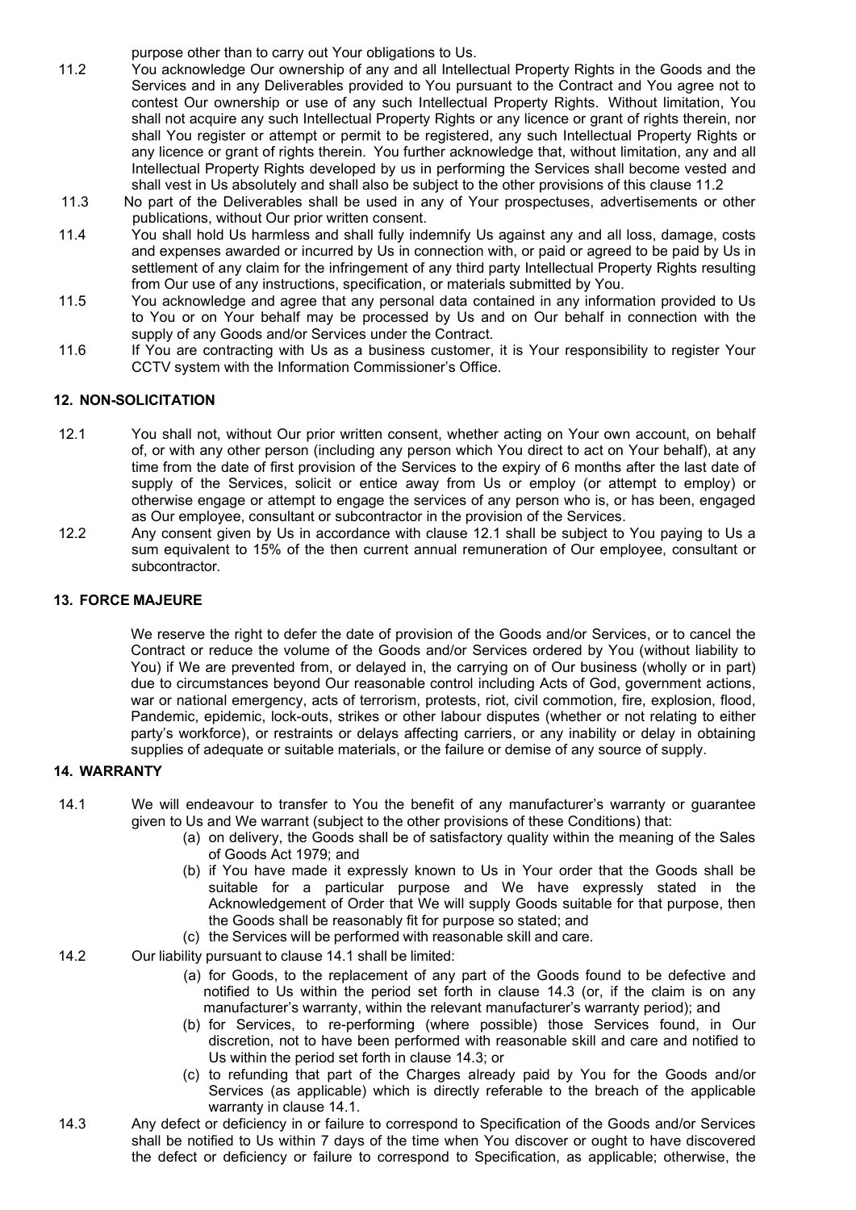purpose other than to carry out Your obligations to Us.

11.2 You acknowledge Our ownership of any and all Intellectual Property Rights in the Goods and the Services and in any Deliverables provided to You pursuant to the Contract and You agree not to contest Our ownership or use of any such Intellectual Property Rights. Without limitation, You shall not acquire any such Intellectual Property Rights or any licence or grant of rights therein, nor shall You register or attempt or permit to be registered, any such Intellectual Property Rights or any licence or grant of rights therein. You further acknowledge that, without limitation, any and all Intellectual Property Rights developed by us in performing the Services shall become vested and shall vest in Us absolutely and shall also be subject to the other provisions of this clause 11.2

11.3 No part of the Deliverables shall be used in any of Your prospectuses, advertisements or other publications, without Our prior written consent.

11.4 You shall hold Us harmless and shall fully indemnify Us against any and all loss, damage, costs and expenses awarded or incurred by Us in connection with, or paid or agreed to be paid by Us in settlement of any claim for the infringement of any third party Intellectual Property Rights resulting from Our use of any instructions, specification, or materials submitted by You.

11.5 You acknowledge and agree that any personal data contained in any information provided to Us to You or on Your behalf may be processed by Us and on Our behalf in connection with the supply of any Goods and/or Services under the Contract.

11.6 If You are contracting with Us as a business customer, it is Your responsibility to register Your CCTV system with the Information Commissioner's Office.

**12. NON-SOLICITATION**

12.1 You shall not, without Our prior written consent, whether acting on Your own account, on behalf of, or with any other person (including any person which You direct to act on Your behalf), at any time from the date of first provision of the Services to the expiry of 6 months after the last date of supply of the Services, solicit or entice away from Us or employ (or attempt to employ) or otherwise engage or attempt to engage the services of any person who is, or has been, engaged as Our employee, consultant or subcontractor in the provision of the Services.

12.2 Any consent given by Us in accordance with clause 12.1 shall be subject to You paying to Us a sum equivalent to 15% of the then current annual remuneration of Our employee, consultant or subcontractor.

**13. FORCE MAJEURE**

We reserve the right to defer the date of provision of the Goods and/or Services, or to cancel the Contract or reduce the volume of the Goods and/or Services ordered by You (without liability to You) if We are prevented from, or delayed in, the carrying on of Our business (wholly or in part) due to circumstances beyond Our reasonable control including Acts of God, government actions, war or national emergency, acts of terrorism, protests, riot, civil commotion, fire, explosion, flood, Pandemic, epidemic, lock-outs, strikes or other labour disputes (whether or not relating to either party's workforce), or restraints or delays affecting carriers, or any inability or delay in obtaining supplies of adequate or suitable materials, or the failure or demise of any source of supply.

**14. WARRANTY**

14.1 We will endeavour to transfer to You the benefit of any manufacturer's warranty or guarantee given to Us and We warrant (subject to the other provisions of these Conditions) that:

(a) on delivery, the Goods shall be of satisfactory quality within the meaning of the Sales of Goods Act 1979; and

(b) if You have made it expressly known to Us in Your order that the Goods shall be suitable for a particular purpose and We have expressly stated in the Acknowledgement of Order that We will supply Goods suitable for that purpose, then the Goods shall be reasonably fit for purpose so stated; and

(c) the Services will be performed with reasonable skill and care.

14.2 Our liability pursuant to clause 14.1 shall be limited:

(a) for Goods, to the replacement of any part of the Goods found to be defective and notified to Us within the period set forth in clause 14.3 (or, if the claim is on any manufacturer's warranty, within the relevant manufacturer's warranty period); and

(b) for Services, to re-performing (where possible) those Services found, in Our discretion, not to have been performed with reasonable skill and care and notified to Us within the period set forth in clause 14.3; or

(c) to refunding that part of the Charges already paid by You for the Goods and/or Services (as applicable) which is directly referable to the breach of the applicable warranty in clause 14.1.

14.3 Any defect or deficiency in or failure to correspond to Specification of the Goods and/or Services shall be notified to Us within 7 days of the time when You discover or ought to have discovered the defect or deficiency or failure to correspond to Specification, as applicable; otherwise, the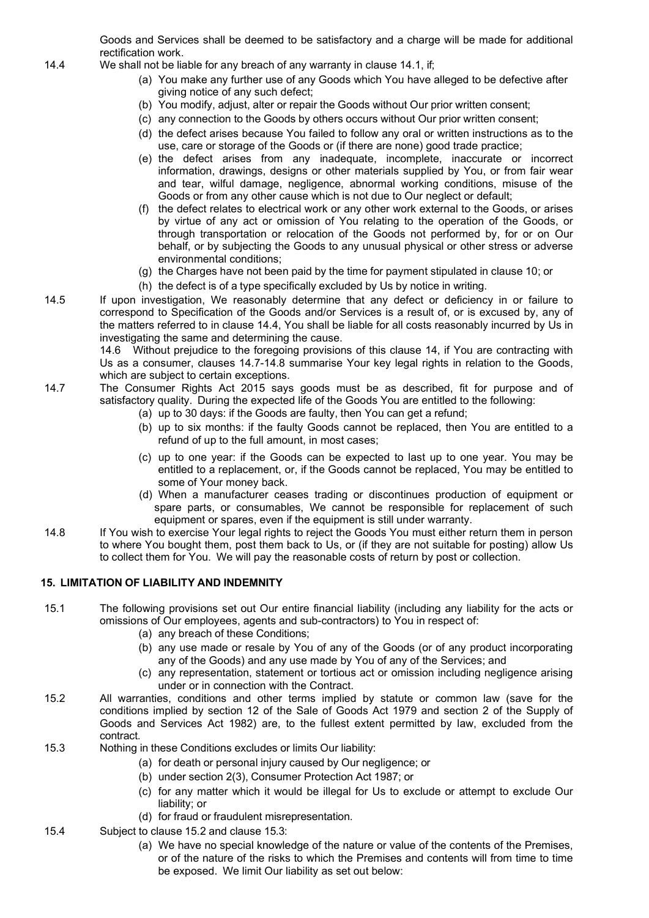Goods and Services shall be deemed to be satisfactory and a charge will be made for additional rectification work.

14.4 We shall not be liable for any breach of any warranty in clause 14.1, if;

(a) You make any further use of any Goods which You have alleged to be defective after giving notice of any such defect;
(b) You modify, adjust, alter or repair the Goods without Our prior written consent;
(c) any connection to the Goods by others occurs without Our prior written consent;
(d) the defect arises because You failed to follow any oral or written instructions as to the use, care or storage of the Goods or (if there are none) good trade practice;
(e) the defect arises from any inadequate, incomplete, inaccurate or incorrect information, drawings, designs or other materials supplied by You, or from fair wear and tear, wilful damage, negligence, abnormal working conditions, misuse of the Goods or from any other cause which is not due to Our neglect or default;
(f) the defect relates to electrical work or any other work external to the Goods, or arises by virtue of any act or omission of You relating to the operation of the Goods, or through transportation or relocation of the Goods not performed by, for or on Our behalf, or by subjecting the Goods to any unusual physical or other stress or adverse environmental conditions;
(g) the Charges have not been paid by the time for payment stipulated in clause 10; or
(h) the defect is of a type specifically excluded by Us by notice in writing.

14.5 If upon investigation, We reasonably determine that any defect or deficiency in or failure to correspond to Specification of the Goods and/or Services is a result of, or is excused by, any of the matters referred to in clause 14.4, You shall be liable for all costs reasonably incurred by Us in investigating the same and determining the cause.

14.6 Without prejudice to the foregoing provisions of this clause 14, if You are contracting with Us as a consumer, clauses 14.7-14.8 summarise Your key legal rights in relation to the Goods, which are subject to certain exceptions.

14.7 The Consumer Rights Act 2015 says goods must be as described, fit for purpose and of satisfactory quality. During the expected life of the Goods You are entitled to the following:

(a) up to 30 days: if the Goods are faulty, then You can get a refund;
(b) up to six months: if the faulty Goods cannot be replaced, then You are entitled to a refund of up to the full amount, in most cases;
(c) up to one year: if the Goods can be expected to last up to one year. You may be entitled to a replacement, or, if the Goods cannot be replaced, You may be entitled to some of Your money back.
(d) When a manufacturer ceases trading or discontinues production of equipment or spare parts, or consumables, We cannot be responsible for replacement of such equipment or spares, even if the equipment is still under warranty.

14.8 If You wish to exercise Your legal rights to reject the Goods You must either return them in person to where You bought them, post them back to Us, or (if they are not suitable for posting) allow Us to collect them for You. We will pay the reasonable costs of return by post or collection.

## 15. LIMITATION OF LIABILITY AND INDEMNITY

15.1 The following provisions set out Our entire financial liability (including any liability for the acts or omissions of Our employees, agents and sub-contractors) to You in respect of:

(a) any breach of these Conditions;
(b) any use made or resale by You of any of the Goods (or of any product incorporating any of the Goods) and any use made by You of any of the Services; and
(c) any representation, statement or tortious act or omission including negligence arising under or in connection with the Contract.

15.2 All warranties, conditions and other terms implied by statute or common law (save for the conditions implied by section 12 of the Sale of Goods Act 1979 and section 2 of the Supply of Goods and Services Act 1982) are, to the fullest extent permitted by law, excluded from the contract.

15.3 Nothing in these Conditions excludes or limits Our liability:

(a) for death or personal injury caused by Our negligence; or
(b) under section 2(3), Consumer Protection Act 1987; or
(c) for any matter which it would be illegal for Us to exclude or attempt to exclude Our liability; or
(d) for fraud or fraudulent misrepresentation.

15.4 Subject to clause 15.2 and clause 15.3:

(a) We have no special knowledge of the nature or value of the contents of the Premises, or of the nature of the risks to which the Premises and contents will from time to time be exposed. We limit Our liability as set out below: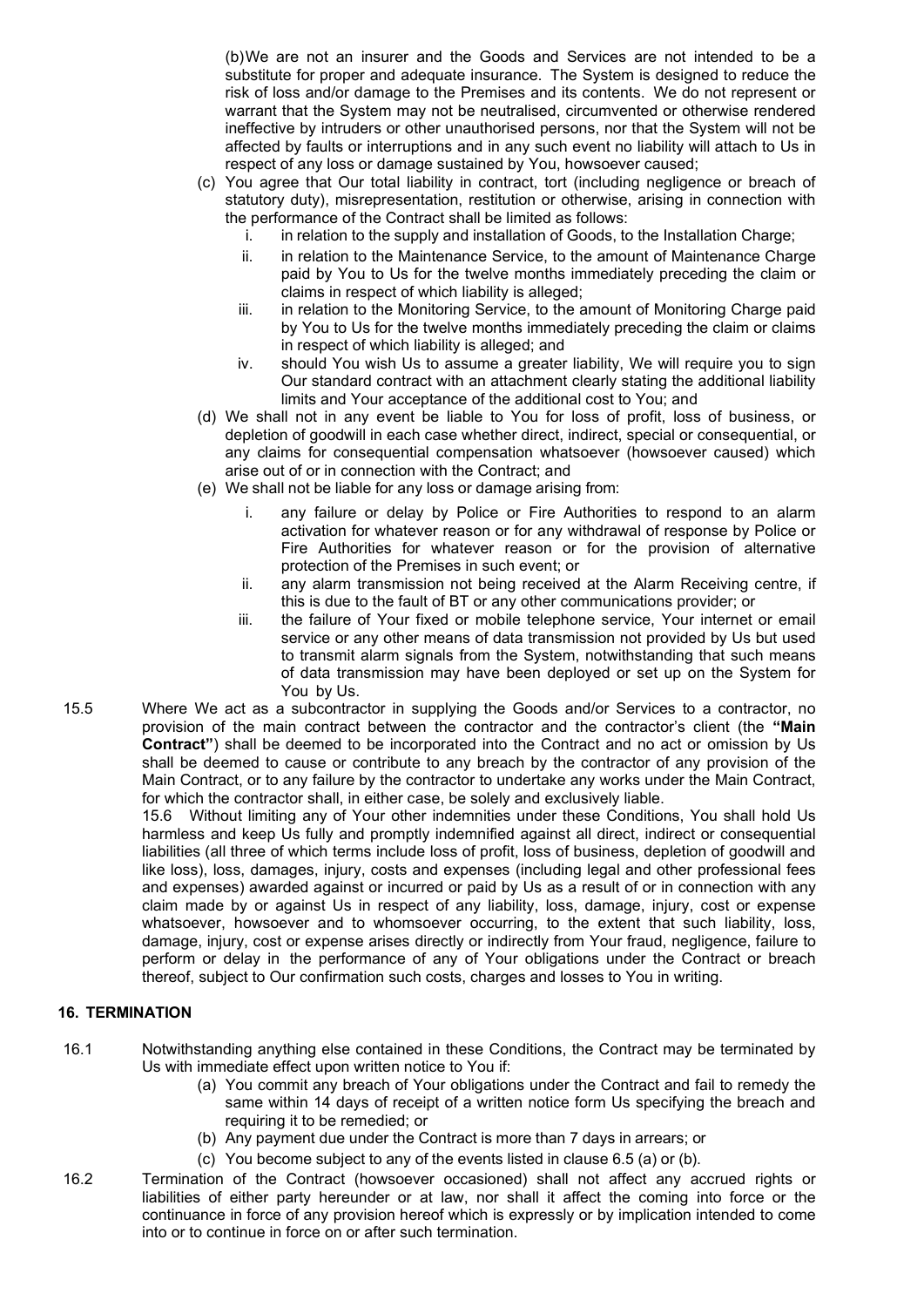(b) We are not an insurer and the Goods and Services are not intended to be a substitute for proper and adequate insurance. The System is designed to reduce the risk of loss and/or damage to the Premises and its contents. We do not represent or warrant that the System may not be neutralised, circumvented or otherwise rendered ineffective by intruders or other unauthorised persons, nor that the System will not be affected by faults or interruptions and in any such event no liability will attach to Us in respect of any loss or damage sustained by You, howsoever caused;

(c) You agree that Our total liability in contract, tort (including negligence or breach of statutory duty), misrepresentation, restitution or otherwise, arising in connection with the performance of the Contract shall be limited as follows:

i. in relation to the supply and installation of Goods, to the Installation Charge;

ii. in relation to the Maintenance Service, to the amount of Maintenance Charge paid by You to Us for the twelve months immediately preceding the claim or claims in respect of which liability is alleged;

iii. in relation to the Monitoring Service, to the amount of Monitoring Charge paid by You to Us for the twelve months immediately preceding the claim or claims in respect of which liability is alleged; and

iv. should You wish Us to assume a greater liability, We will require you to sign Our standard contract with an attachment clearly stating the additional liability limits and Your acceptance of the additional cost to You; and

(d) We shall not in any event be liable to You for loss of profit, loss of business, or depletion of goodwill in each case whether direct, indirect, special or consequential, or any claims for consequential compensation whatsoever (howsoever caused) which arise out of or in connection with the Contract; and

(e) We shall not be liable for any loss or damage arising from:

i. any failure or delay by Police or Fire Authorities to respond to an alarm activation for whatever reason or for any withdrawal of response by Police or Fire Authorities for whatever reason or for the provision of alternative protection of the Premises in such event; or

ii. any alarm transmission not being received at the Alarm Receiving centre, if this is due to the fault of BT or any other communications provider; or

iii. the failure of Your fixed or mobile telephone service, Your internet or email service or any other means of data transmission not provided by Us but used to transmit alarm signals from the System, notwithstanding that such means of data transmission may have been deployed or set up on the System for You by Us.

15.5 Where We act as a subcontractor in supplying the Goods and/or Services to a contractor, no provision of the main contract between the contractor and the contractor's client (the **"Main Contract"**) shall be deemed to be incorporated into the Contract and no act or omission by Us shall be deemed to cause or contribute to any breach by the contractor of any provision of the Main Contract, or to any failure by the contractor to undertake any works under the Main Contract, for which the contractor shall, in either case, be solely and exclusively liable.

15.6 Without limiting any of Your other indemnities under these Conditions, You shall hold Us harmless and keep Us fully and promptly indemnified against all direct, indirect or consequential liabilities (all three of which terms include loss of profit, loss of business, depletion of goodwill and like loss), loss, damages, injury, costs and expenses (including legal and other professional fees and expenses) awarded against or incurred or paid by Us as a result of or in connection with any claim made by or against Us in respect of any liability, loss, damage, injury, cost or expense whatsoever, howsoever and to whomsoever occurring, to the extent that such liability, loss, damage, injury, cost or expense arises directly or indirectly from Your fraud, negligence, failure to perform or delay in the performance of any of Your obligations under the Contract or breach thereof, subject to Our confirmation such costs, charges and losses to You in writing.

## 16. TERMINATION

16.1 Notwithstanding anything else contained in these Conditions, the Contract may be terminated by Us with immediate effect upon written notice to You if:

(a) You commit any breach of Your obligations under the Contract and fail to remedy the same within 14 days of receipt of a written notice form Us specifying the breach and requiring it to be remedied; or

(b) Any payment due under the Contract is more than 7 days in arrears; or

(c) You become subject to any of the events listed in clause 6.5 (a) or (b).

16.2 Termination of the Contract (howsoever occasioned) shall not affect any accrued rights or liabilities of either party hereunder or at law, nor shall it affect the coming into force or the continuance in force of any provision hereof which is expressly or by implication intended to come into or to continue in force on or after such termination.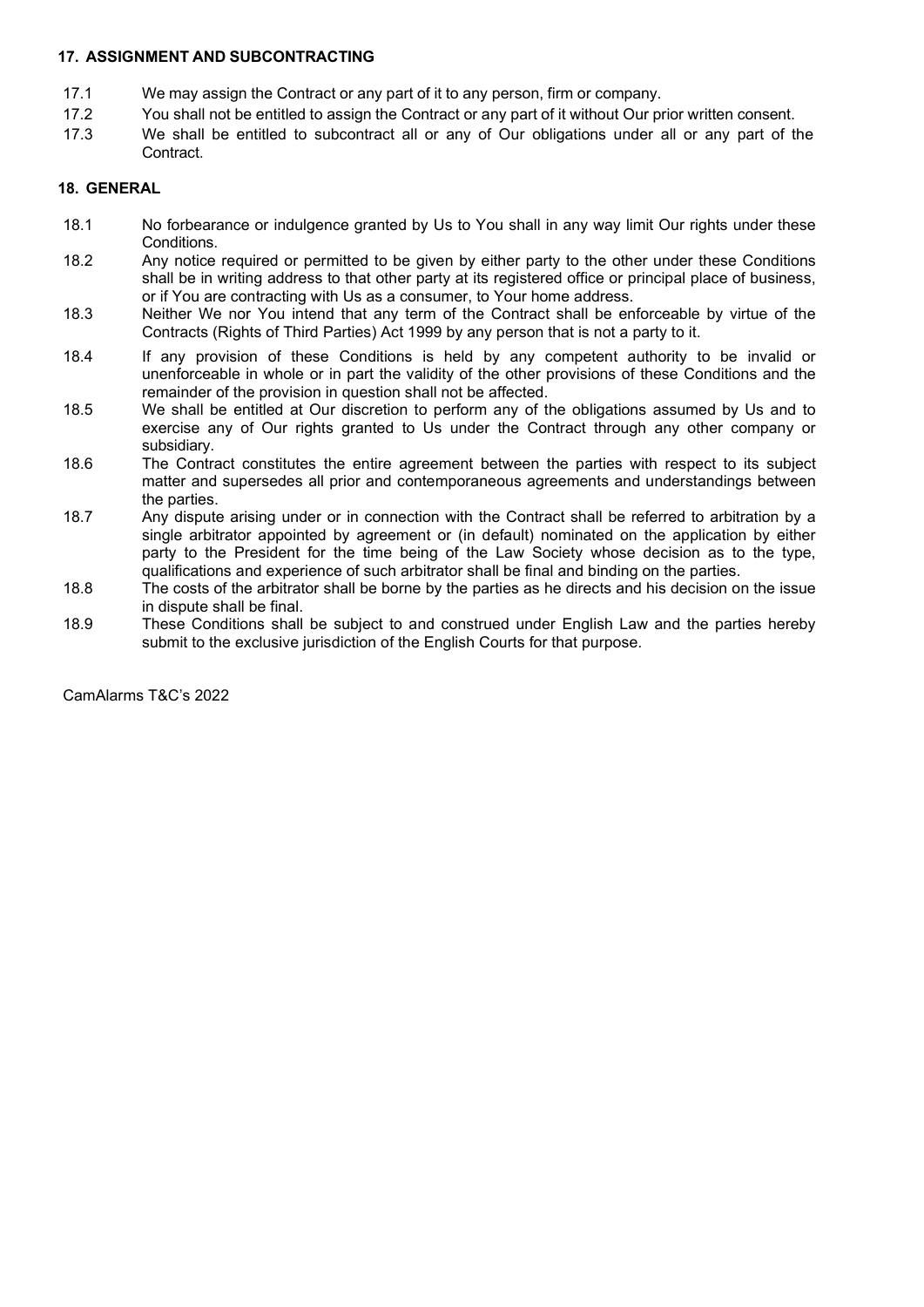## 17. ASSIGNMENT AND SUBCONTRACTING

17.1 We may assign the Contract or any part of it to any person, firm or company.

17.2 You shall not be entitled to assign the Contract or any part of it without Our prior written consent.

17.3 We shall be entitled to subcontract all or any of Our obligations under all or any part of the Contract.

## 18. GENERAL

18.1 No forbearance or indulgence granted by Us to You shall in any way limit Our rights under these Conditions.

18.2 Any notice required or permitted to be given by either party to the other under these Conditions shall be in writing address to that other party at its registered office or principal place of business, or if You are contracting with Us as a consumer, to Your home address.

18.3 Neither We nor You intend that any term of the Contract shall be enforceable by virtue of the Contracts (Rights of Third Parties) Act 1999 by any person that is not a party to it.

18.4 If any provision of these Conditions is held by any competent authority to be invalid or unenforceable in whole or in part the validity of the other provisions of these Conditions and the remainder of the provision in question shall not be affected.

18.5 We shall be entitled at Our discretion to perform any of the obligations assumed by Us and to exercise any of Our rights granted to Us under the Contract through any other company or subsidiary.

18.6 The Contract constitutes the entire agreement between the parties with respect to its subject matter and supersedes all prior and contemporaneous agreements and understandings between the parties.

18.7 Any dispute arising under or in connection with the Contract shall be referred to arbitration by a single arbitrator appointed by agreement or (in default) nominated on the application by either party to the President for the time being of the Law Society whose decision as to the type, qualifications and experience of such arbitrator shall be final and binding on the parties.

18.8 The costs of the arbitrator shall be borne by the parties as he directs and his decision on the issue in dispute shall be final.

18.9 These Conditions shall be subject to and construed under English Law and the parties hereby submit to the exclusive jurisdiction of the English Courts for that purpose.

CamAlarms T&C's 2022